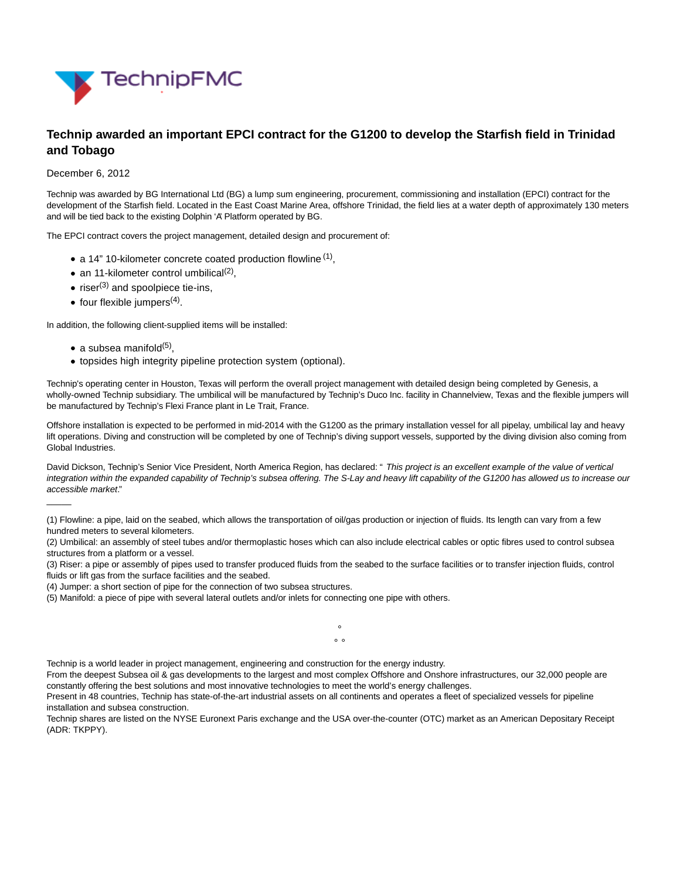# Technip awarded an important EPCI contract for the G1200 to develop the Starfish field in Trinidad and Tobago

December 6, 2012

Technip was awarded by BG International Ltd (BG) a lump sum engineering, procurement, commissioning and installation (EPCI) contract for the development of the Starfish field. Located in the East Coast Marine Area, offshore Trinidad, the field lies at a water depth of approximately 130 meters and will be tied back to the existing Dolphin 'A Platform operated by BG.

The EPCI contract covers the project management, detailed design and procurement of:

- a 14" 10-kilometer concrete coated production flowline [(1)],
- an 11-kilometer control umbilical[(2)],
- riser[(3)] and spoolpiece tie-ins,
- four flexible jumpers[(4)].

In addition, the following client-supplied items will be installed:

- a subsea manifold[(5)],
- topsides high integrity pipeline protection system (optional).

Technip's operating center in Houston, Texas will perform the overall project management with detailed design being completed by Genesis, a wholly-owned Technip subsidiary. The umbilical will be manufactured by Technip's Duco Inc. facility in Channelview, Texas and the flexible jumpers will be manufactured by Technip's Flexi France plant in Le Trait, France.

Offshore installation is expected to be performed in mid-2014 with the G1200 as the primary installation vessel for all pipelay, umbilical lay and heavy lift operations. Diving and construction will be completed by one of Technip's diving support vessels, supported by the diving division also coming from Global Industries.

David Dickson, Technip's Senior Vice President, North America Region, has declared: " *This project is an excellent example of the value of vertical integration within the expanded capability of Technip's subsea offering. The S-Lay and heavy lift capability of the G1200 has allowed us to increase our accessible market*."

---

(1) Flowline: a pipe, laid on the seabed, which allows the transportation of oil/gas production or injection of fluids. Its length can vary from a few hundred meters to several kilometers.
(2) Umbilical: an assembly of steel tubes and/or thermoplastic hoses which can also include electrical cables or optic fibres used to control subsea structures from a platform or a vessel.
(3) Riser: a pipe or assembly of pipes used to transfer produced fluids from the seabed to the surface facilities or to transfer injection fluids, control fluids or lift gas from the surface facilities and the seabed.
(4) Jumper: a short section of pipe for the connection of two subsea structures.
(5) Manifold: a piece of pipe with several lateral outlets and/or inlets for connecting one pipe with others.

°
° °

Technip is a world leader in project management, engineering and construction for the energy industry.
From the deepest Subsea oil & gas developments to the largest and most complex Offshore and Onshore infrastructures, our 32,000 people are constantly offering the best solutions and most innovative technologies to meet the world's energy challenges.
Present in 48 countries, Technip has state-of-the-art industrial assets on all continents and operates a fleet of specialized vessels for pipeline installation and subsea construction.
Technip shares are listed on the NYSE Euronext Paris exchange and the USA over-the-counter (OTC) market as an American Depositary Receipt (ADR: TKPPY).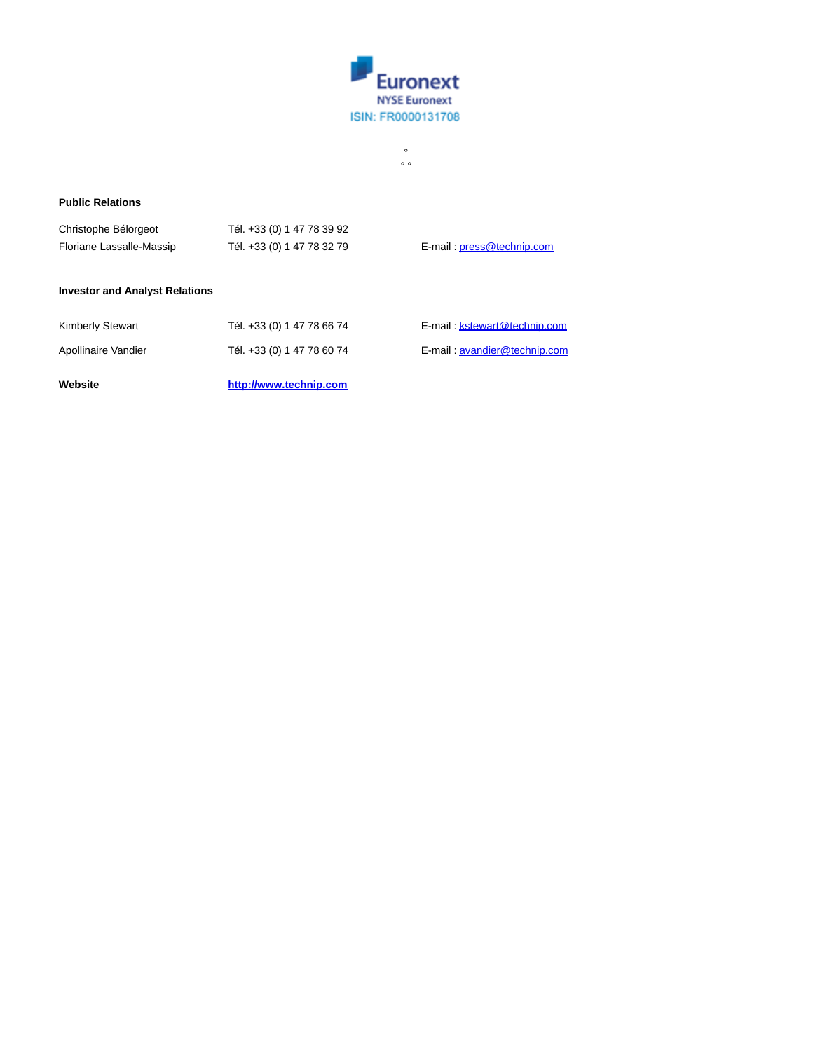Euronext
NYSE Euronext
ISIN: FR0000131708

°
° °

**Public Relations**

| | | |
|---|---|---|
| Christophe Bélorgeot | Tél. +33 (0) 1 47 78 39 92 | |
| Floriane Lassalle-Massip | Tél. +33 (0) 1 47 78 32 79 | E-mail : press@technip.com |

**Investor and Analyst Relations**

| | | |
|---|---|---|
| Kimberly Stewart | Tél. +33 (0) 1 47 78 66 74 | E-mail : kstewart@technip.com |
| Apollinaire Vandier | Tél. +33 (0) 1 47 78 60 74 | E-mail : avandier@technip.com |

**Website** **http://www.technip.com**